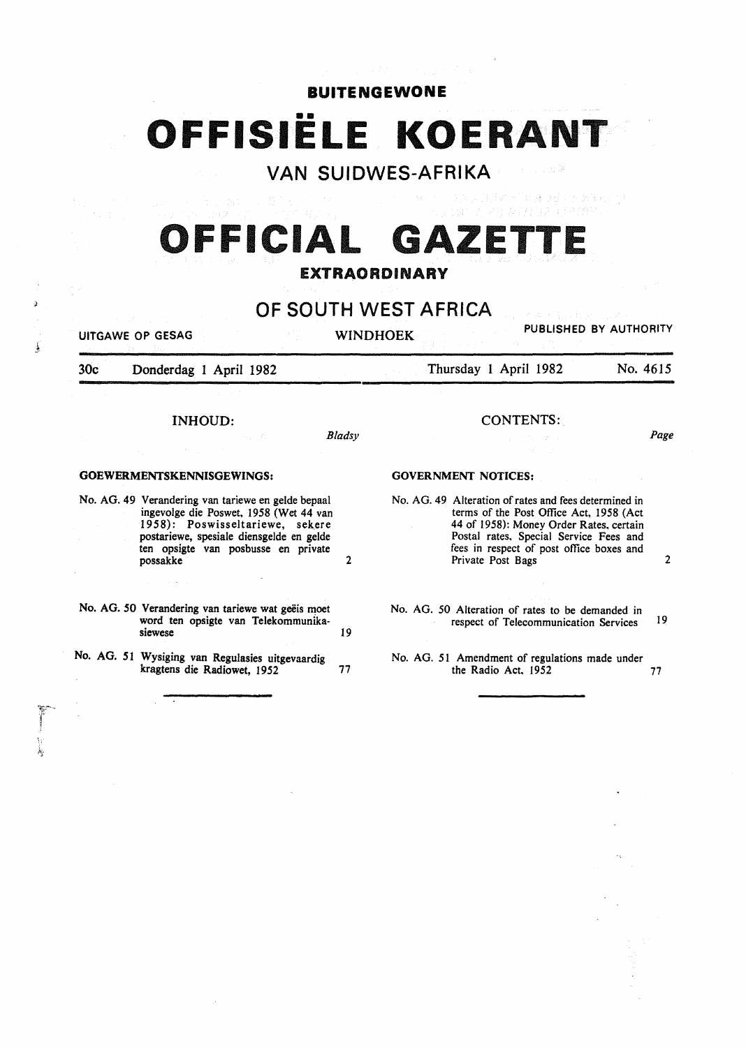**BUITENGEWONE**

# OFFISIËLE KOERANT

## VAN SUIDWES-AFRIKA

# OFFICIAL GAZETTE

**EXTRAORDINARY**

## OF SOUTH WEST AFRICA

UITGAWE OP GESAG — WINDHOEK — PUBLISHED BY AUTHORITY

30c — Donderdag 1 April 1982 — Thursday 1 April 1982 — No. 4615

### INHOUD:

| | *Bladsy* |
|---|---|
| **GOEWERMENTSKENNISGEWINGS:** | |
| No. AG. 49 Verandering van tariewe en gelde bepaal ingevolge die Poswet, 1958 (Wet 44 van 1958): Poswisseltariewe, sekere postariewe, spesiale diensgelde en gelde ten opsigte van posbusse en private possakke | 2 |
| No. AG. 50 Verandering van tariewe wat geëis moet word ten opsigte van Telekommunikasiewese | 19 |
| No. AG. 51 Wysiging van Regulasies uitgevaardig kragtens die Radiowet, 1952 | 77 |

### CONTENTS:

| | *Page* |
|---|---|
| **GOVERNMENT NOTICES:** | |
| No. AG. 49 Alteration of rates and fees determined in terms of the Post Office Act, 1958 (Act 44 of 1958): Money Order Rates, certain Postal rates, Special Service Fees and fees in respect of post office boxes and Private Post Bags | 2 |
| No. AG. 50 Alteration of rates to be demanded in respect of Telecommunication Services | 19 |
| No. AG. 51 Amendment of regulations made under the Radio Act, 1952 | 77 |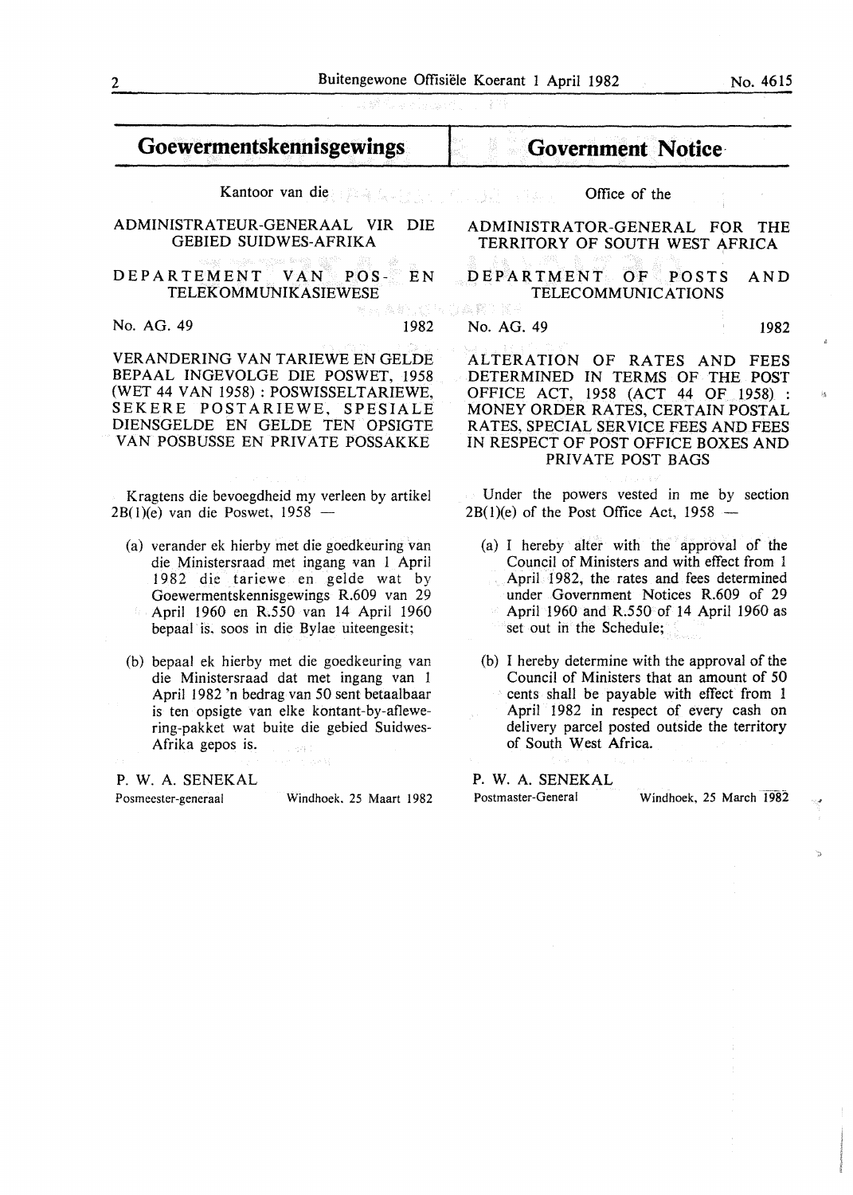## Goewermentskennisgewings

Kantoor van die

ADMINISTRATEUR-GENERAAL VIR DIE GEBIED SUIDWES-AFRIKA

DEPARTEMENT VAN POS- EN TELEKOMMUNIKASIEWESE

No. AG. 49 1982

VERANDERING VAN TARIEWE EN GELDE BEPAAL INGEVOLGE DIE POSWET, 1958 (WET 44 VAN 1958) : POSWISSELTARIEWE, SEKERE POSTARIEWE, SPESIALE DIENSGELDE EN GELDE TEN OPSIGTE VAN POSBUSSE EN PRIVATE POSSAKKE

Kragtens die bevoegdheid my verleen by artikel 2B(1)(e) van die Poswet, 1958 —

(a) verander ek hierby met die goedkeuring van die Ministersraad met ingang van 1 April 1982 die tariewe en gelde wat by Goewermentskennisgewings R.609 van 29 April 1960 en R.550 van 14 April 1960 bepaal is, soos in die Bylae uiteengesit;

(b) bepaal ek hierby met die goedkeuring van die Ministersraad dat met ingang van 1 April 1982 'n bedrag van 50 sent betaalbaar is ten opsigte van elke kontant-by-aflewering-pakket wat buite die gebied Suidwes-Afrika gepos is.

P. W. A. SENEKAL

Posmeester-generaal — Windhoek, 25 Maart 1982

## Government Notice

Office of the

ADMINISTRATOR-GENERAL FOR THE TERRITORY OF SOUTH WEST AFRICA

DEPARTMENT OF POSTS AND TELECOMMUNICATIONS

No. AG. 49 1982

ALTERATION OF RATES AND FEES DETERMINED IN TERMS OF THE POST OFFICE ACT, 1958 (ACT 44 OF 1958) : MONEY ORDER RATES, CERTAIN POSTAL RATES, SPECIAL SERVICE FEES AND FEES IN RESPECT OF POST OFFICE BOXES AND PRIVATE POST BAGS

Under the powers vested in me by section 2B(1)(e) of the Post Office Act, 1958 —

(a) I hereby alter with the approval of the Council of Ministers and with effect from 1 April 1982, the rates and fees determined under Government Notices R.609 of 29 April 1960 and R.550 of 14 April 1960 as set out in the Schedule;

(b) I hereby determine with the approval of the Council of Ministers that an amount of 50 cents shall be payable with effect from 1 April 1982 in respect of every cash on delivery parcel posted outside the territory of South West Africa.

P. W. A. SENEKAL

Postmaster-General — Windhoek, 25 March 1982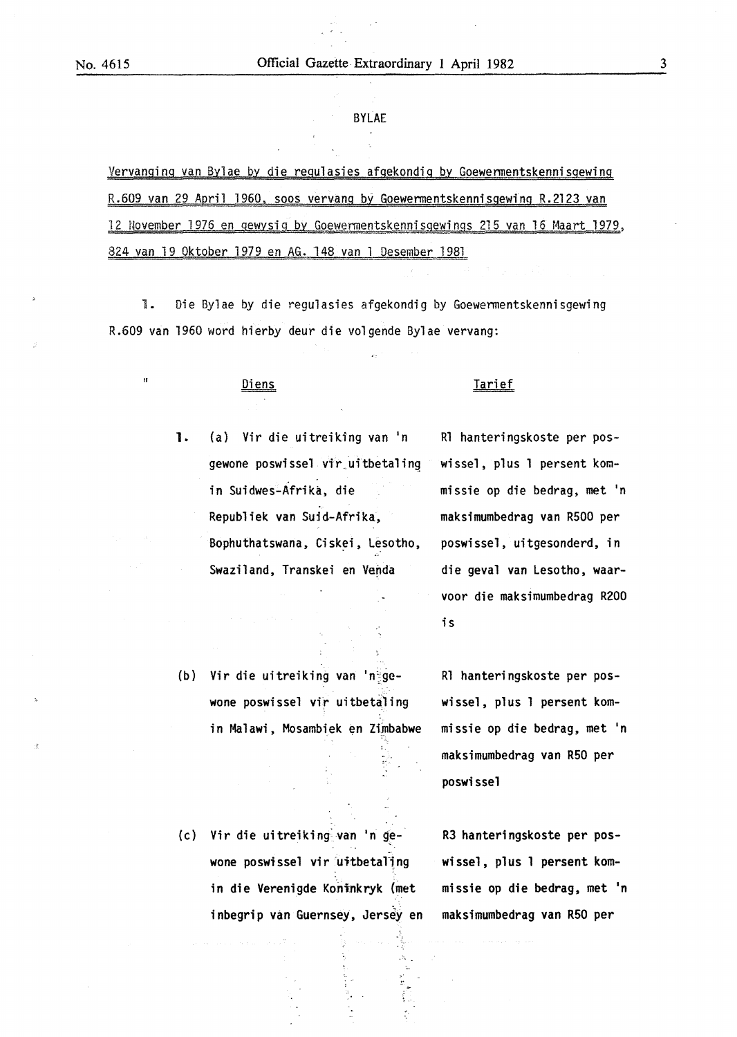BYLAE

Vervanging van Bylae by die regulasies afgekondig by Goewermentskennisgewing R.609 van 29 April 1960, soos vervang by Goewermentskennisgewing R.2123 van 12 November 1976 en gewysig by Goewermentskennisgewings 215 van 16 Maart 1979, 824 van 19 Oktober 1979 en AG. 148 van 1 Desember 1981

1. Die Bylae by die regulasies afgekondig by Goewermentskennisgewing R.609 van 1960 word hierby deur die volgende Bylae vervang:

"

| Diens | Tarief |
|---|---|
| 1. (a) Vir die uitreiking van 'n gewone poswissel vir uitbetaling in Suidwes-Afrika, die Republiek van Suid-Afrika, Bophuthatswana, Ciskei, Lesotho, Swaziland, Transkei en Venda | R1 hanteringskoste per poswissel, plus 1 persent kommissie op die bedrag, met 'n maksimumbedrag van R500 per poswissel, uitgesonderd, in die geval van Lesotho, waarvoor die maksimumbedrag R200 is |
| (b) Vir die uitreiking van 'n gewone poswissel vir uitbetaling in Malawi, Mosambiek en Zimbabwe | R1 hanteringskoste per poswissel, plus 1 persent kommissie op die bedrag, met 'n maksimumbedrag van R50 per poswissel |
| (c) Vir die uitreiking van 'n gewone poswissel vir uitbetaling in die Verenigde Koninkryk (met inbegrip van Guernsey, Jersey en | R3 hanteringskoste per poswissel, plus 1 persent kommissie op die bedrag, met 'n maksimumbedrag van R50 per |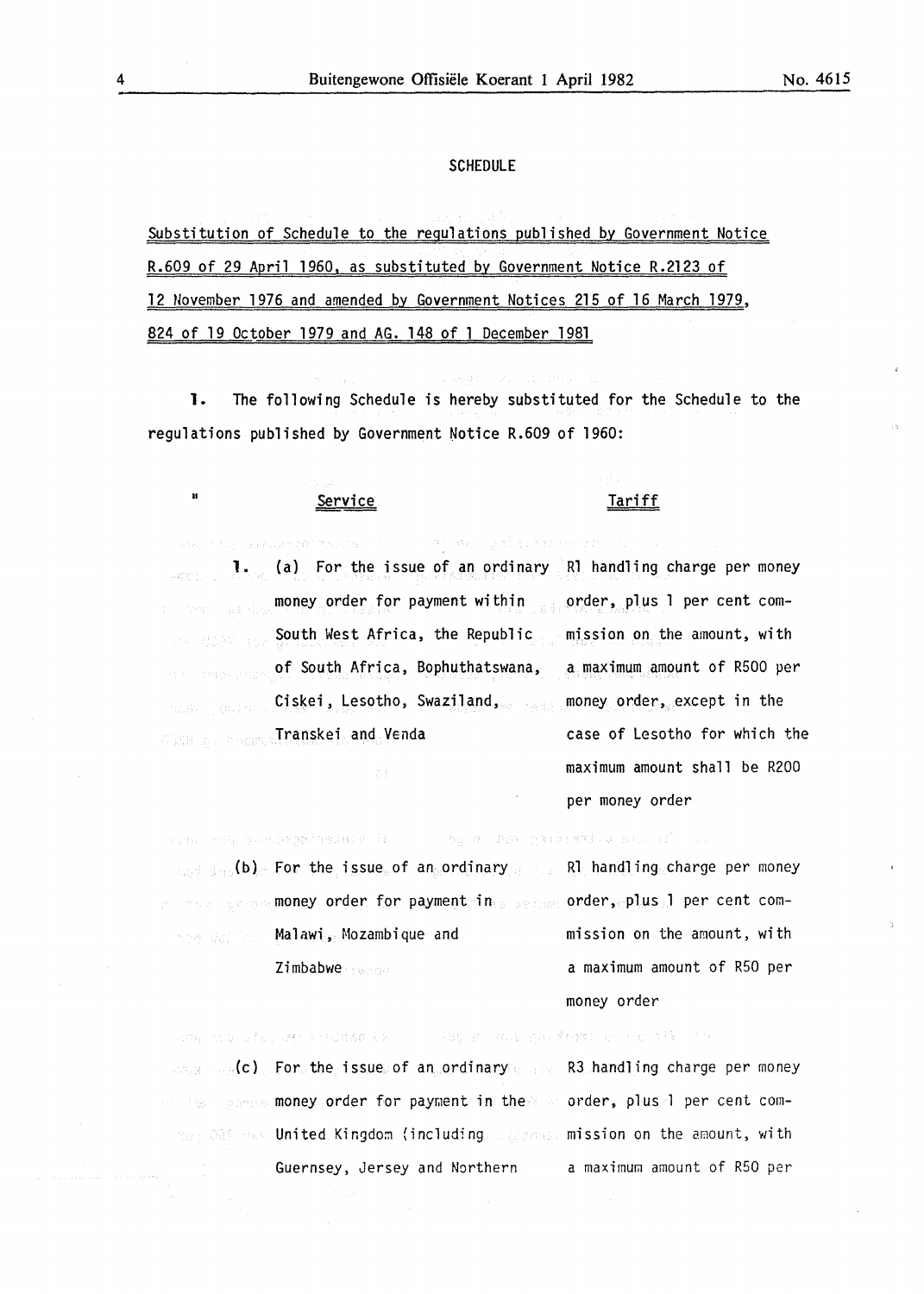SCHEDULE

Substitution of Schedule to the regulations published by Government Notice R.609 of 29 April 1960, as substituted by Government Notice R.2123 of 12 November 1976 and amended by Government Notices 215 of 16 March 1979, 824 of 19 October 1979 and AG. 148 of 1 December 1981

**1.** The following Schedule is hereby substituted for the Schedule to the regulations published by Government Notice R.609 of 1960:

"

| Service | Tariff |
|---|---|
| **1.** (a) For the issue of an ordinary money order for payment within South West Africa, the Republic of South Africa, Bophuthatswana, Ciskei, Lesotho, Swaziland, Transkei and Venda | R1 handling charge per money order, plus 1 per cent commission on the amount, with a maximum amount of R500 per money order, except in the case of Lesotho for which the maximum amount shall be R200 per money order |
| (b) For the issue of an ordinary money order for payment in Malawi, Mozambique and Zimbabwe | R1 handling charge per money order, plus 1 per cent commission on the amount, with a maximum amount of R50 per money order |
| (c) For the issue of an ordinary money order for payment in the United Kingdom (including Guernsey, Jersey and Northern | R3 handling charge per money order, plus 1 per cent commission on the amount, with a maximum amount of R50 per |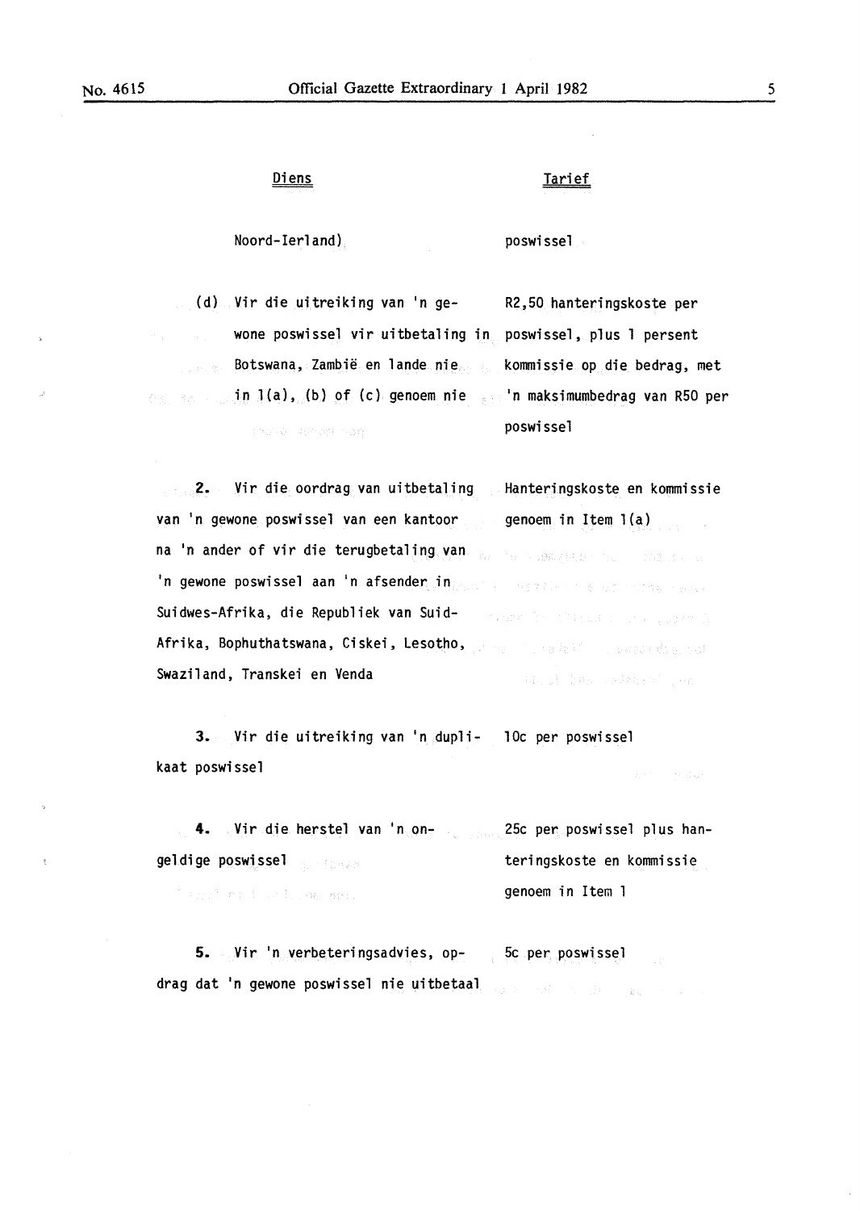| Diens | Tarief |
| --- | --- |
| Noord-Ierland) | poswissel |
| (d) Vir die uitreiking van 'n gewone poswissel vir uitbetaling in Botswana, Zambië en lande nie in 1(a), (b) of (c) genoem nie | R2,50 hanteringskoste per poswissel, plus 1 persent kommissie op die bedrag, met 'n maksimumbedrag van R50 per poswissel |
| **2.** Vir die oordrag van uitbetaling van 'n gewone poswissel van een kantoor na 'n ander of vir die terugbetaling van 'n gewone poswissel aan 'n afsender in Suidwes-Afrika, die Republiek van Suid-Afrika, Bophuthatswana, Ciskei, Lesotho, Swaziland, Transkei en Venda | Hanteringskoste en kommissie genoem in Item 1(a) |
| **3.** Vir die uitreiking van 'n duplikaat poswissel | 10c per poswissel |
| **4.** Vir die herstel van 'n ongeldige poswissel | 25c per poswissel plus hanteringskoste en kommissie genoem in Item 1 |
| **5.** Vir 'n verbeteringsadvies, opdrag dat 'n gewone poswissel nie uitbetaal | 5c per poswissel |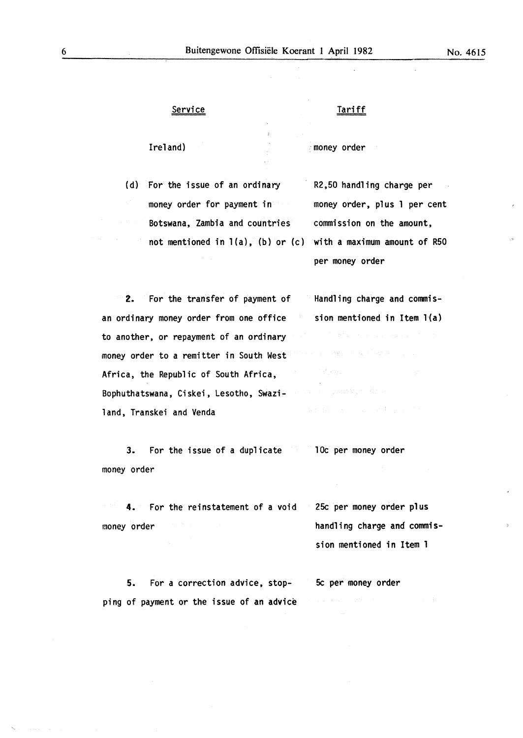| Service | Tariff |
|---|---|
| Ireland) | money order |
| (d) For the issue of an ordinary money order for payment in Botswana, Zambia and countries not mentioned in 1(a), (b) or (c) | R2,50 handling charge per money order, plus 1 per cent commission on the amount, with a maximum amount of R50 per money order |
| **2.** For the transfer of payment of an ordinary money order from one office to another, or repayment of an ordinary money order to a remitter in South West Africa, the Republic of South Africa, Bophuthatswana, Ciskei, Lesotho, Swaziland, Transkei and Venda | Handling charge and commission mentioned in Item 1(a) |
| **3.** For the issue of a duplicate money order | 10c per money order |
| **4.** For the reinstatement of a void money order | 25c per money order plus handling charge and commission mentioned in Item 1 |
| **5.** For a correction advice, stopping of payment or the issue of an advice | 5c per money order |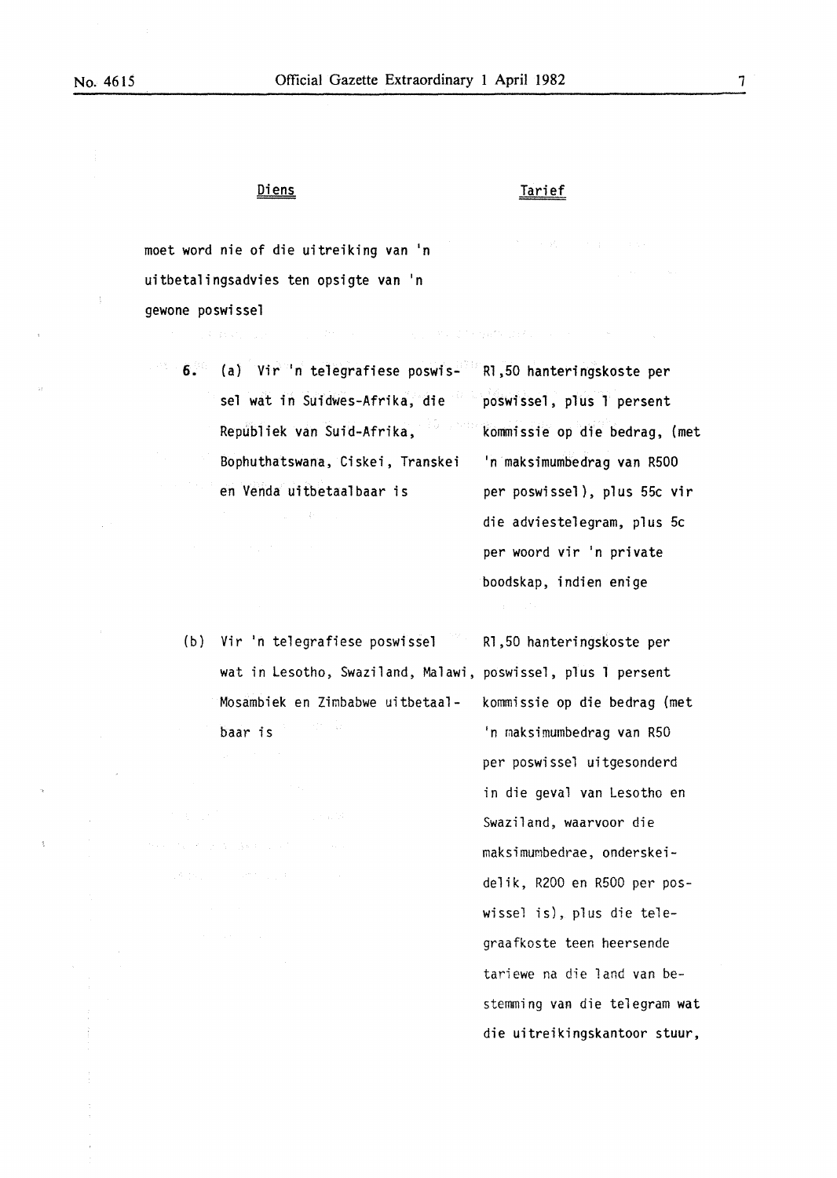| Diens | Tarief |
|---|---|
| moet word nie of die uitreiking van 'n uitbetalingsadvies ten opsigte van 'n gewone poswissel | |
| **6.** (a) Vir 'n telegrafiese poswissel wat in Suidwes-Afrika, die Republiek van Suid-Afrika, Bophuthatswana, Ciskei, Transkei en Venda uitbetaalbaar is | R1,50 hanteringskoste per poswissel, plus 1 persent kommissie op die bedrag, (met 'n maksimumbedrag van R500 per poswissel), plus 55c vir die adviestelegram, plus 5c per woord vir 'n private boodskap, indien enige |
| (b) Vir 'n telegrafiese poswissel wat in Lesotho, Swaziland, Malawi, Mosambiek en Zimbabwe uitbetaalbaar is | R1,50 hanteringskoste per poswissel, plus 1 persent kommissie op die bedrag (met 'n maksimumbedrag van R50 per poswissel uitgesonderd in die geval van Lesotho en Swaziland, waarvoor die maksimumbedrae, onderskeidelik, R200 en R500 per poswissel is), plus die telegraafkoste teen heersende tariewe na die land van bestemming van die telegram wat die uitreikingskantoor stuur, |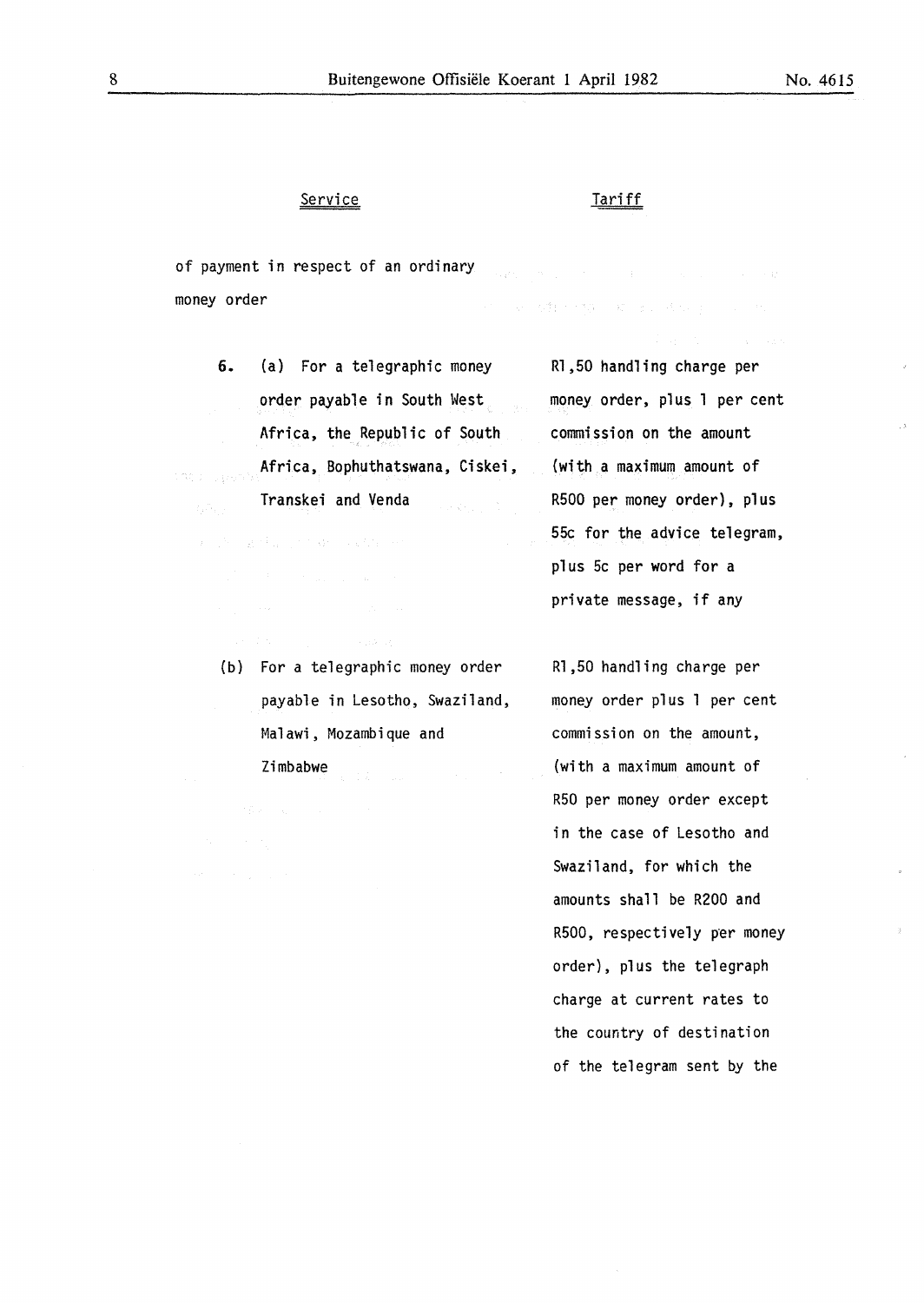| Service | Tariff |
| --- | --- |
| of payment in respect of an ordinary money order | |
| **6.** (a) For a telegraphic money order payable in South West Africa, the Republic of South Africa, Bophuthatswana, Ciskei, Transkei and Venda | R1,50 handling charge per money order, plus 1 per cent commission on the amount (with a maximum amount of R500 per money order), plus 55c for the advice telegram, plus 5c per word for a private message, if any |
| (b) For a telegraphic money order payable in Lesotho, Swaziland, Malawi, Mozambique and Zimbabwe | R1,50 handling charge per money order plus 1 per cent commission on the amount, (with a maximum amount of R50 per money order except in the case of Lesotho and Swaziland, for which the amounts shall be R200 and R500, respectively per money order), plus the telegraph charge at current rates to the country of destination of the telegram sent by the |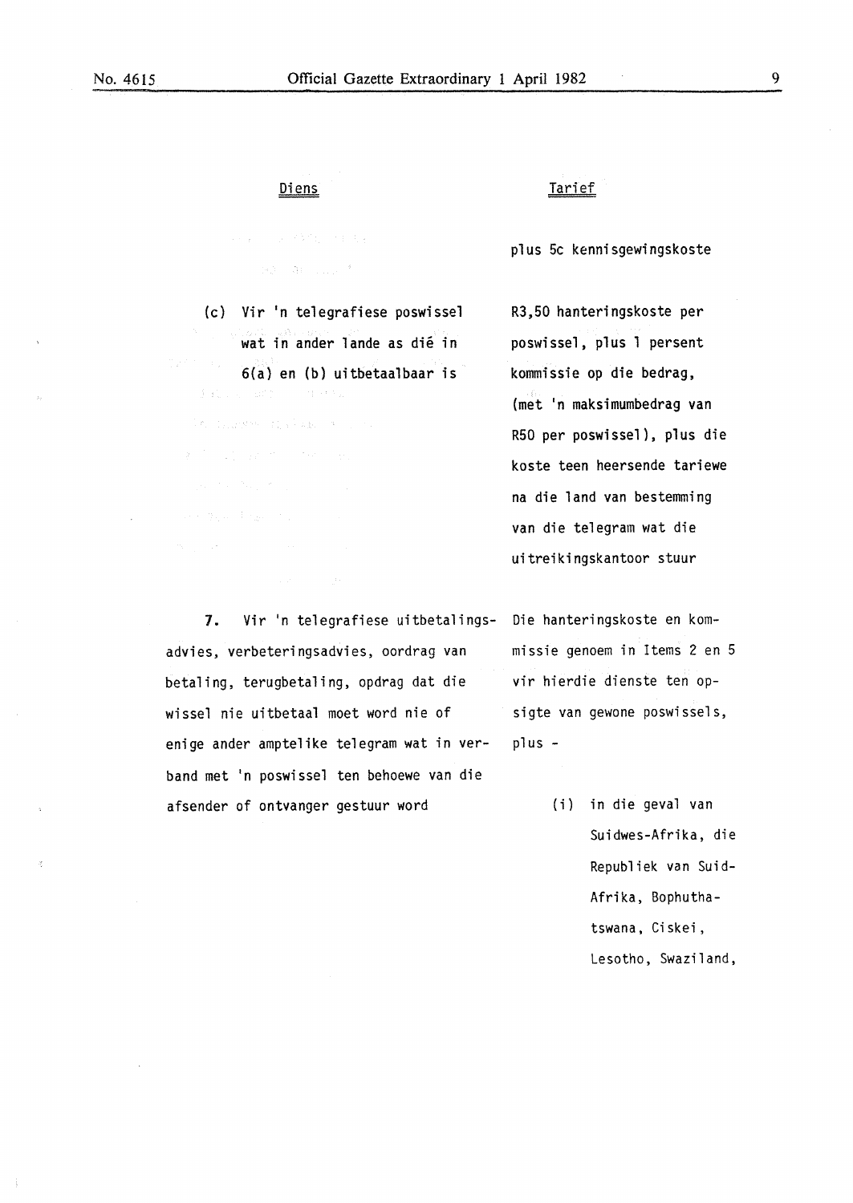| Diens | Tarief |
|---|---|
| | plus 5c kennisgewingskoste |
| (c) Vir 'n telegrafiese poswissel wat in ander lande as dié in 6(a) en (b) uitbetaalbaar is | R3,50 hanteringskoste per poswissel, plus 1 persent kommissie op die bedrag, (met 'n maksimumbedrag van R50 per poswissel), plus die koste teen heersende tariewe na die land van bestemming van die telegram wat die uitreikingskantoor stuur |
| **7.** Vir 'n telegrafiese uitbetalingsadvies, verbeteringsadvies, oordrag van betaling, terugbetaling, opdrag dat die wissel nie uitbetaal moet word nie of enige ander amptelike telegram wat in verband met 'n poswissel ten behoewe van die afsender of ontvanger gestuur word | Die hanteringskoste en kommissie genoem in Items 2 en 5 vir hierdie dienste ten opsigte van gewone poswissels, plus - (i) in die geval van Suidwes-Afrika, die Republiek van Suid-Afrika, Bophuthatswana, Ciskei, Lesotho, Swaziland, |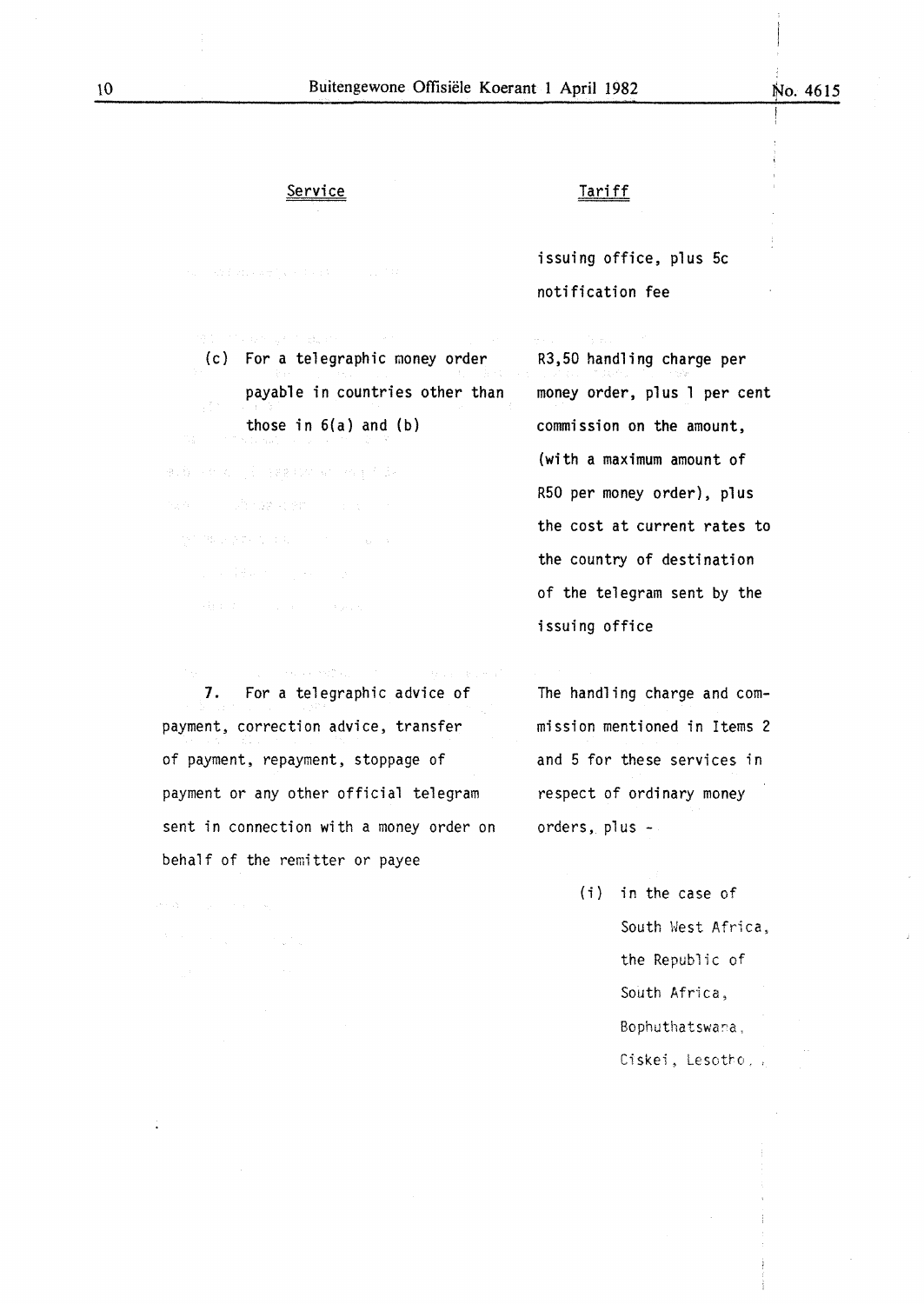| Service | Tariff |
|---|---|
| | issuing office, plus 5c notification fee |
| (c) For a telegraphic money order payable in countries other than those in 6(a) and (b) | R3,50 handling charge per money order, plus 1 per cent commission on the amount, (with a maximum amount of R50 per money order), plus the cost at current rates to the country of destination of the telegram sent by the issuing office |
| **7.** For a telegraphic advice of payment, correction advice, transfer of payment, repayment, stoppage of payment or any other official telegram sent in connection with a money order on behalf of the remitter or payee | The handling charge and commission mentioned in Items 2 and 5 for these services in respect of ordinary money orders, plus - |
| | (i) in the case of South West Africa, the Republic of South Africa, Bophuthatswana, Ciskei, Lesotho, |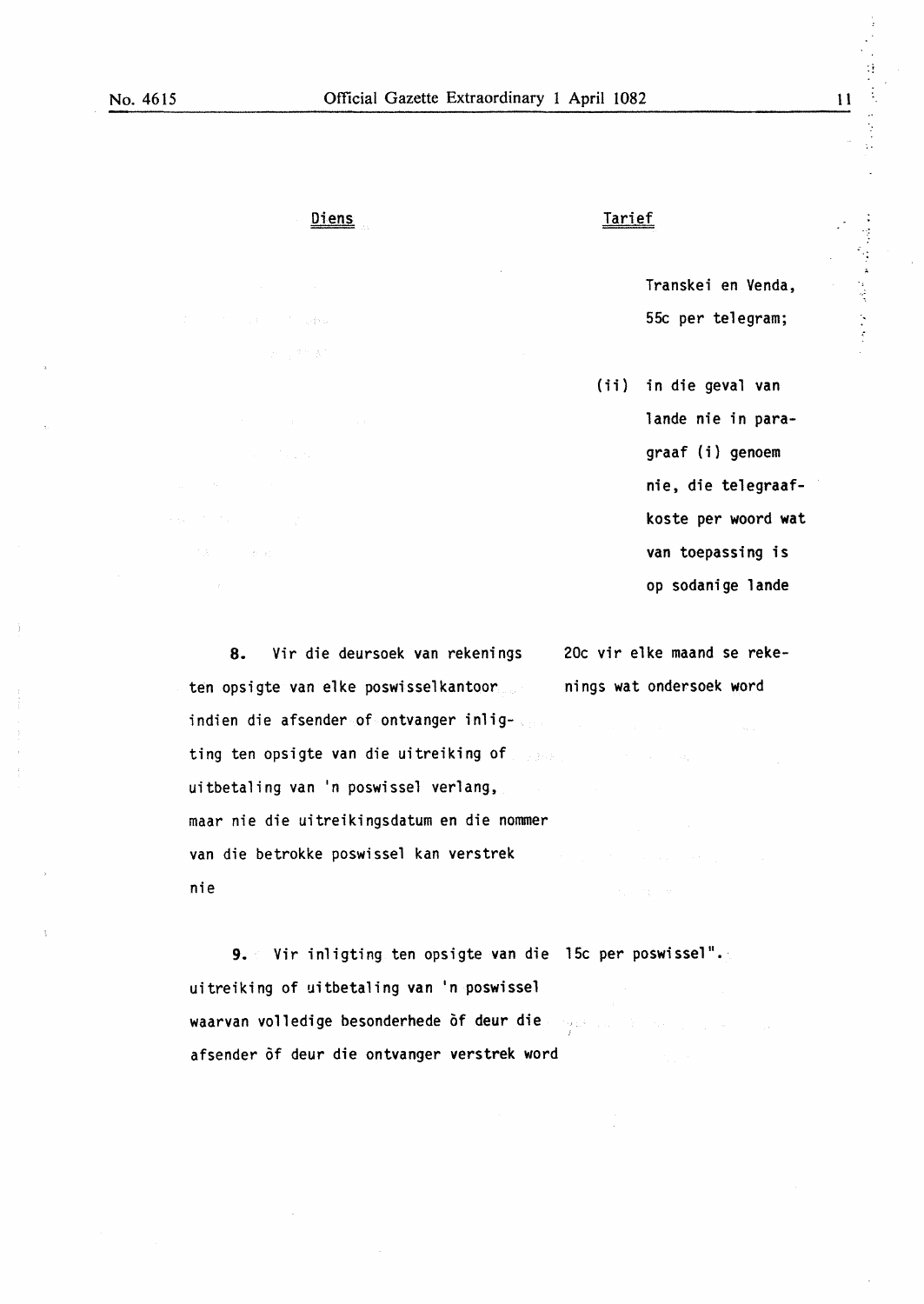| Diens | Tarief |
|---|---|
| | Transkei en Venda, 55c per telegram; |
| | (ii) in die geval van lande nie in paragraaf (i) genoem nie, die telegraafkoste per woord wat van toepassing is op sodanige lande |
| **8.** Vir die deursoek van rekenings ten opsigte van elke poswisselkantoor indien die afsender of ontvanger inligting ten opsigte van die uitreiking of uitbetaling van 'n poswissel verlang, maar nie die uitreikingsdatum en die nommer van die betrokke poswissel kan verstrek nie | 20c vir elke maand se rekenings wat ondersoek word |
| **9.** Vir inligting ten opsigte van die uitreiking of uitbetaling van 'n poswissel waarvan volledige besonderhede òf deur die afsender òf deur die ontvanger verstrek word | 15c per poswissel". |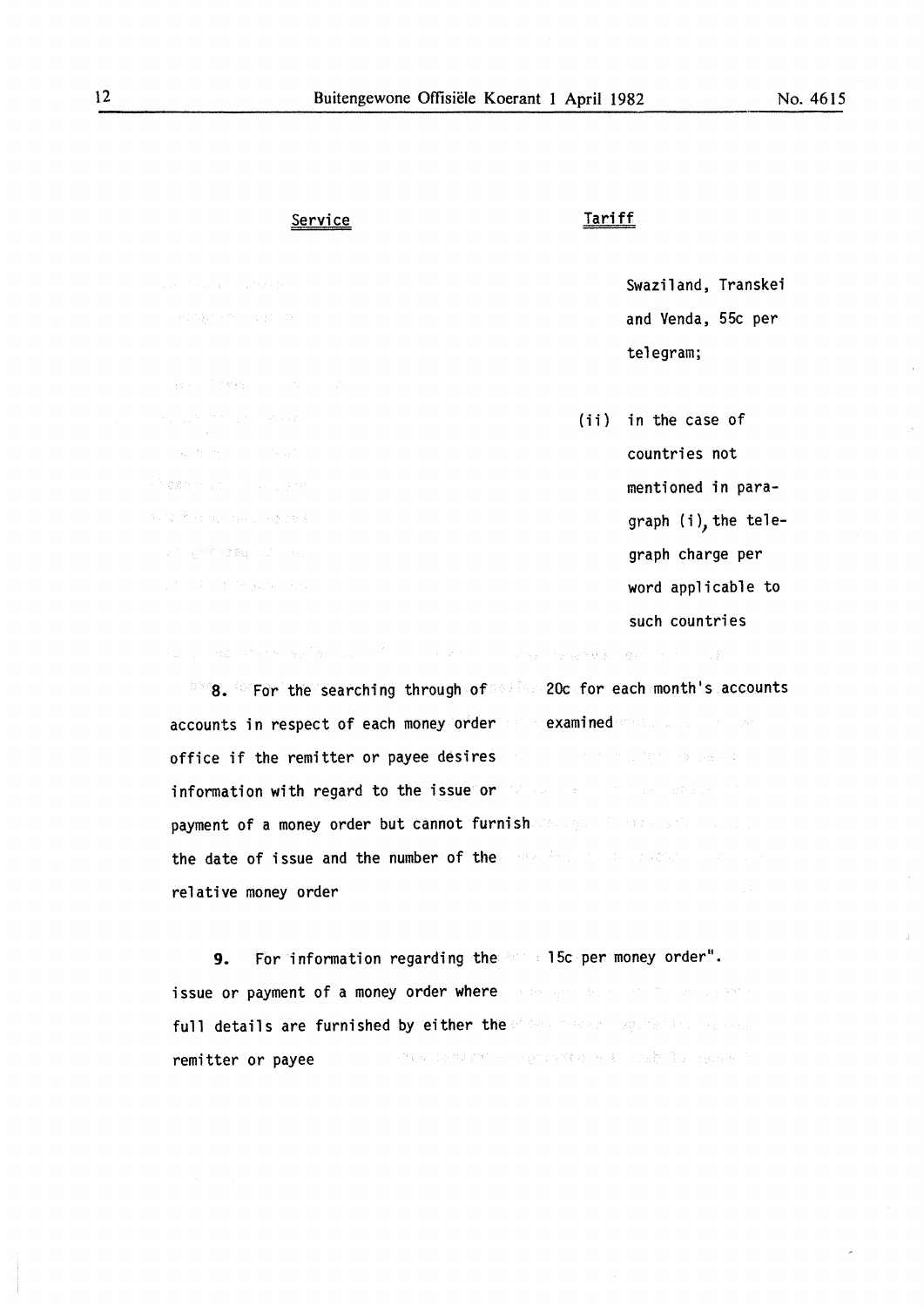| Service | Tariff |
| --- | --- |
| | Swaziland, Transkei and Venda, 55c per telegram; |
| | (ii) in the case of countries not mentioned in paragraph (i), the telegraph charge per word applicable to such countries |
| **8.** For the searching through of accounts in respect of each money order office if the remitter or payee desires information with regard to the issue or payment of a money order but cannot furnish the date of issue and the number of the relative money order | 20c for each month's accounts examined |
| **9.** For information regarding the issue or payment of a money order where full details are furnished by either the remitter or payee | 15c per money order". |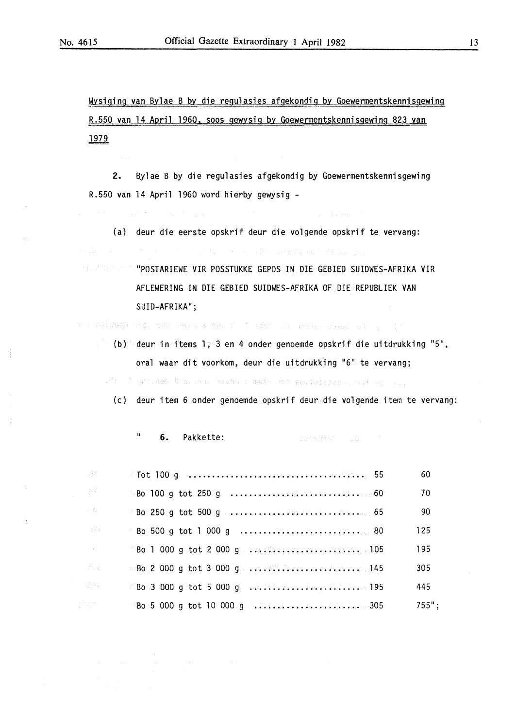Wysiging van Bylae B by die regulasies afgekondig by Goewermentskennisgewing R.550 van 14 April 1960, soos gewysig by Goewermentskennisgewing 823 van 1979

**2.** Bylae B by die regulasies afgekondig by Goewermentskennisgewing R.550 van 14 April 1960 word hierby gewysig -

(a) deur die eerste opskrif deur die volgende opskrif te vervang:

"POSTARIEWE VIR POSSTUKKE GEPOS IN DIE GEBIED SUIDWES-AFRIKA VIR AFLEWERING IN DIE GEBIED SUIDWES-AFRIKA OF DIE REPUBLIEK VAN SUID-AFRIKA";

(b) deur in items 1, 3 en 4 onder genoemde opskrif die uitdrukking "5", oral waar dit voorkom, deur die uitdrukking "6" te vervang;

(c) deur item 6 onder genoemde opskrif deur die volgende item te vervang:

" **6.** Pakkette:

| | | |
|---|---|---|
| Tot 100 g | 55 | 60 |
| Bo 100 g tot 250 g | 60 | 70 |
| Bo 250 g tot 500 g | 65 | 90 |
| Bo 500 g tot 1 000 g | 80 | 125 |
| Bo 1 000 g tot 2 000 g | 105 | 195 |
| Bo 2 000 g tot 3 000 g | 145 | 305 |
| Bo 3 000 g tot 5 000 g | 195 | 445 |
| Bo 5 000 g tot 10 000 g | 305 | 755"; |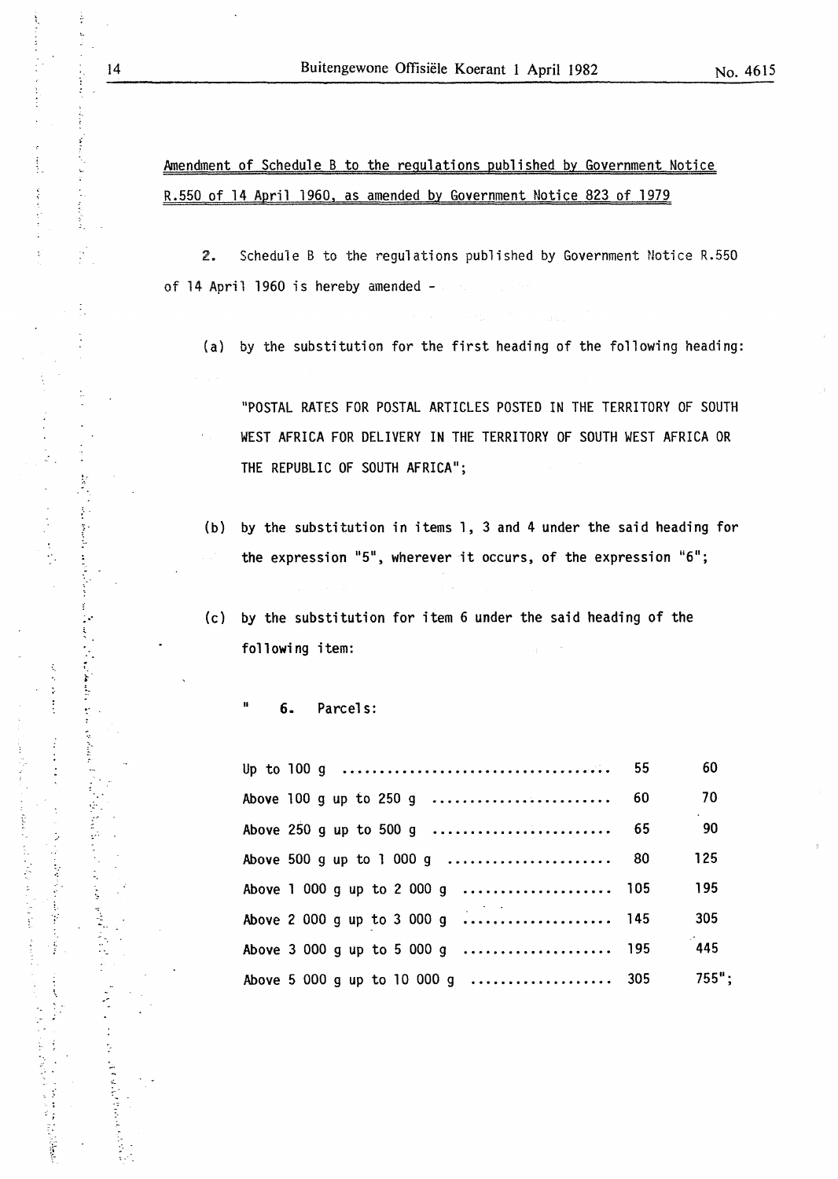Amendment of Schedule B to the regulations published by Government Notice R.550 of 14 April 1960, as amended by Government Notice 823 of 1979

2. Schedule B to the regulations published by Government Notice R.550 of 14 April 1960 is hereby amended -

(a) by the substitution for the first heading of the following heading:

"POSTAL RATES FOR POSTAL ARTICLES POSTED IN THE TERRITORY OF SOUTH WEST AFRICA FOR DELIVERY IN THE TERRITORY OF SOUTH WEST AFRICA OR THE REPUBLIC OF SOUTH AFRICA";

(b) by the substitution in items 1, 3 and 4 under the said heading for the expression "5", wherever it occurs, of the expression "6";

(c) by the substitution for item 6 under the said heading of the following item:

" 6. Parcels:

| | | |
|---|---|---|
| Up to 100 g .................................... | 55 | 60 |
| Above 100 g up to 250 g ........................ | 60 | 70 |
| Above 250 g up to 500 g ........................ | 65 | 90 |
| Above 500 g up to 1 000 g ...................... | 80 | 125 |
| Above 1 000 g up to 2 000 g .................... | 105 | 195 |
| Above 2 000 g up to 3 000 g .................... | 145 | 305 |
| Above 3 000 g up to 5 000 g .................... | 195 | 445 |
| Above 5 000 g up to 10 000 g ................... | 305 | 755"; |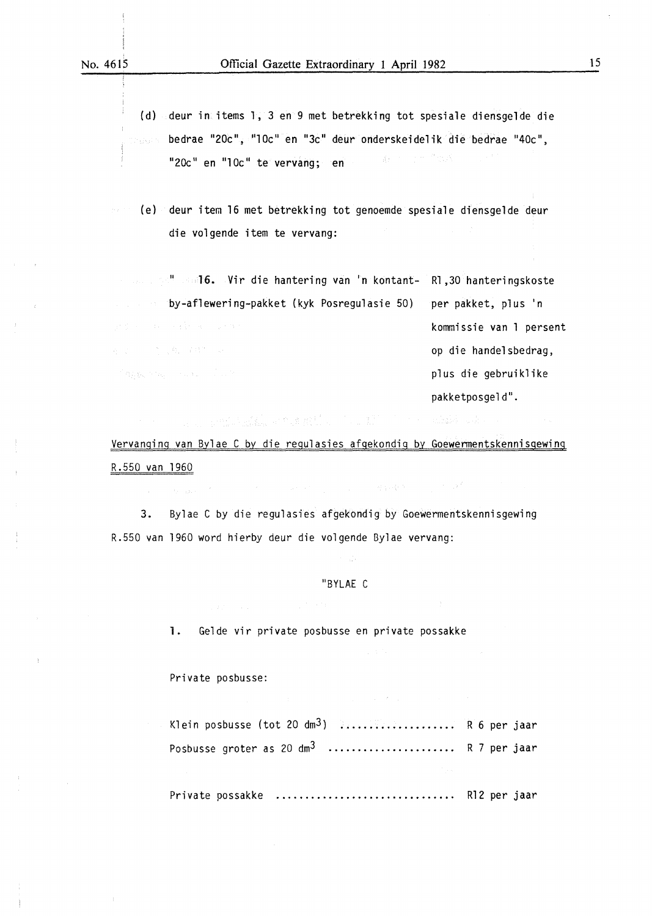(d) deur in items 1, 3 en 9 met betrekking tot spesiale diensgelde die bedrae "20c", "10c" en "3c" deur onderskeidelik die bedrae "40c", "20c" en "10c" te vervang; en

(e) deur item 16 met betrekking tot genoemde spesiale diensgelde deur die volgende item te vervang:

| | |
|---|---|
| " **16.** Vir die hantering van 'n kontant-by-aflewering-pakket (kyk Posregulasie 50) | R1,30 hanteringskoste per pakket, plus 'n kommissie van 1 persent op die handelsbedrag, plus die gebruiklike pakketposgeld". |

Vervanging van Bylae C by die regulasies afgekondig by Goewermentskennisgewing R.550 van 1960

3. Bylae C by die regulasies afgekondig by Goewermentskennisgewing R.550 van 1960 word hierby deur die volgende Bylae vervang:

"BYLAE C

1. Gelde vir private posbusse en private possakke

Private posbusse:

Klein posbusse (tot 20 $dm^3$) .................... R 6 per jaar

Posbusse groter as 20 $dm^3$ ...................... R 7 per jaar

Private possakke .............................. R12 per jaar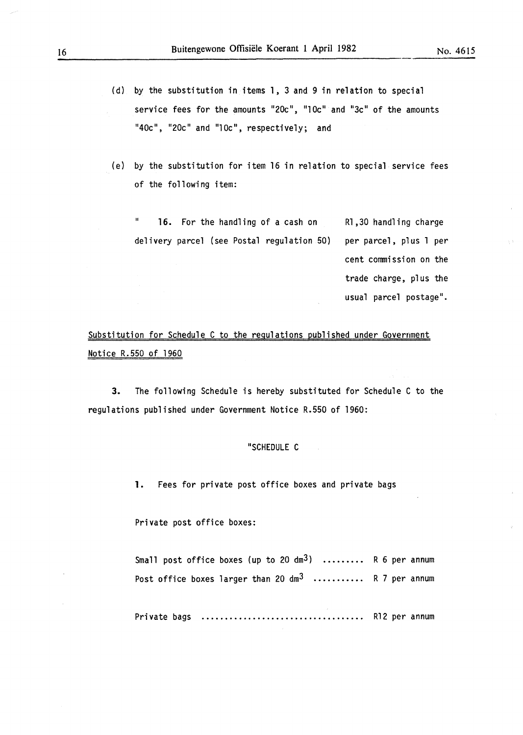(d) by the substitution in items 1, 3 and 9 in relation to special service fees for the amounts "20c", "10c" and "3c" of the amounts "40c", "20c" and "10c", respectively; and

(e) by the substitution for item 16 in relation to special service fees of the following item:

| | |
|---|---|
| " **16.** For the handling of a cash on delivery parcel (see Postal regulation 50) | R1,30 handling charge per parcel, plus 1 per cent commission on the trade charge, plus the usual parcel postage". |

<u>Substitution for Schedule C to the regulations published under Government Notice R.550 of 1960</u>

**3.** The following Schedule is hereby substituted for Schedule C to the regulations published under Government Notice R.550 of 1960:

"SCHEDULE C

**1.** Fees for private post office boxes and private bags

Private post office boxes:

Small post office boxes (up to 20 $dm^3$) ......... R 6 per annum

Post office boxes larger than 20 $dm^3$ ........... R 7 per annum

Private bags .................................. R12 per annum